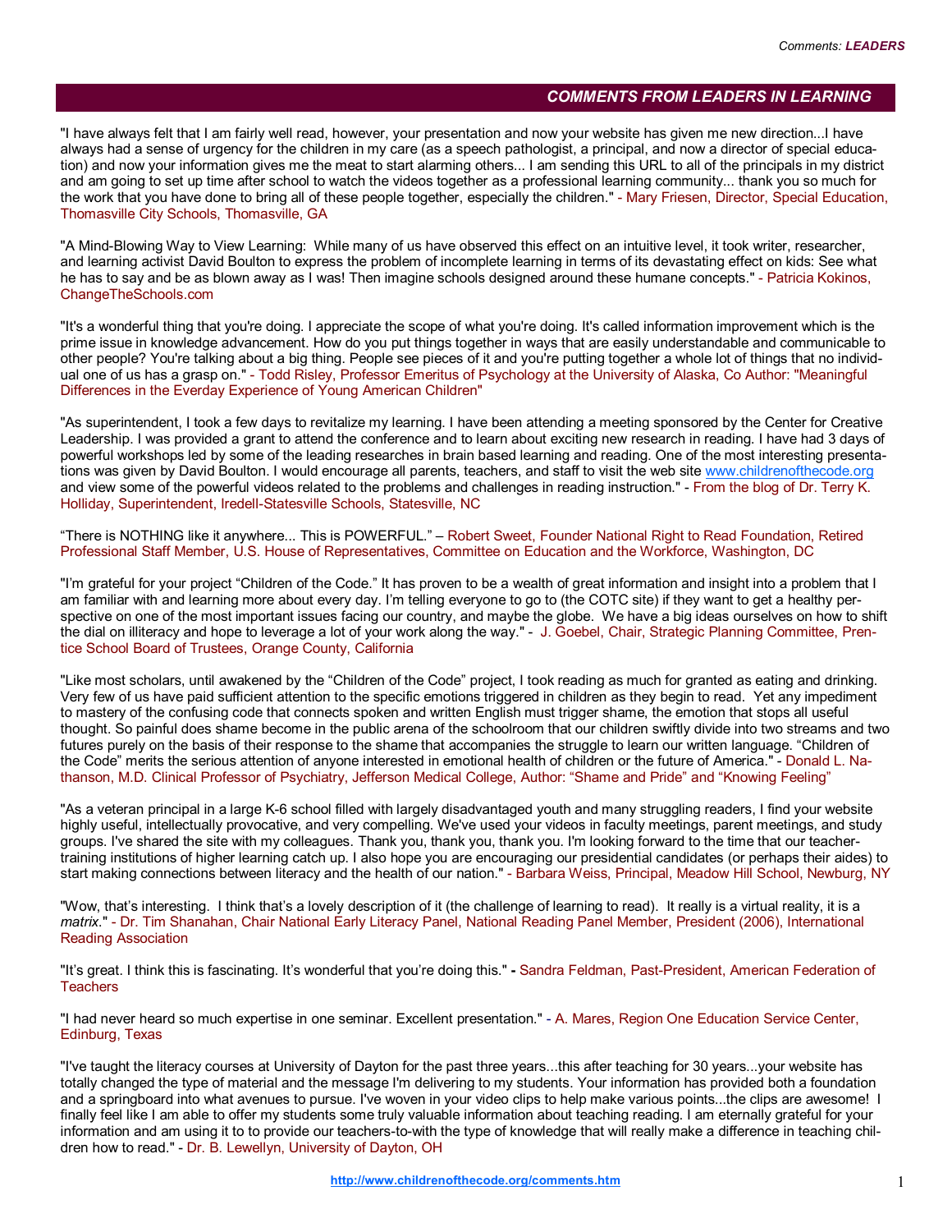## COMMENTS FROM LEADERS IN LEARNING

"I have always felt that I am fairly well read, however, your presentation and now your website has given me new direction...I have always had a sense of urgency for the children in my care (as a speech pathologist, a principal, and now a director of special education) and now your information gives me the meat to start alarming others... I am sending this URL to all of the principals in my district and am going to set up time after school to watch the videos together as a professional learning community... thank you so much for the work that you have done to bring all of these people together, especially the children." - Mary Friesen, Director, Special Education, Thomasville City Schools, Thomasville, GA

"A Mind-Blowing Way to View Learning: While many of us have observed this effect on an intuitive level, it took writer, researcher, and learning activist David Boulton to express the problem of incomplete learning in terms of its devastating effect on kids: See what he has to say and be as blown away as I was! Then imagine schools designed around these humane concepts." - Patricia Kokinos, ChangeTheSchools.com

"It's a wonderful thing that you're doing. I appreciate the scope of what you're doing. It's called information improvement which is the prime issue in knowledge advancement. How do you put things together in ways that are easily understandable and communicable to other people? You're talking about a big thing. People see pieces of it and you're putting together a whole lot of things that no individual one of us has a grasp on." - Todd Risley, Professor Emeritus of Psychology at the University of Alaska, Co Author: "Meaningful Differences in the Everday Experience of Young American Children"

"As superintendent, I took a few days to revitalize my learning. I have been attending a meeting sponsored by the Center for Creative Leadership. I was provided a grant to attend the conference and to learn about exciting new research in reading. I have had 3 days of powerful workshops led by some of the leading researches in brain based learning and reading. One of the most interesting presentations was given by David Boulton. I would encourage all parents, teachers, and staff to visit the web site www.childrenofthecode.org and view some of the powerful videos related to the problems and challenges in reading instruction." - From the blog of Dr. Terry K. Holliday, Superintendent, Iredell-Statesville Schools, Statesville, NC

"There is NOTHING like it anywhere... This is POWERFUL." – Robert Sweet, Founder National Right to Read Foundation, Retired Professional Staff Member, U.S. House of Representatives, Committee on Education and the Workforce, Washington, DC

"I'm grateful for your project "Children of the Code." It has proven to be a wealth of great information and insight into a problem that I am familiar with and learning more about every day. I'm telling everyone to go to (the COTC site) if they want to get a healthy perspective on one of the most important issues facing our country, and maybe the globe. We have a big ideas ourselves on how to shift the dial on illiteracy and hope to leverage a lot of your work along the way." - J. Goebel, Chair, Strategic Planning Committee, Prentice School Board of Trustees, Orange County, California

"Like most scholars, until awakened by the "Children of the Code" project, I took reading as much for granted as eating and drinking. Very few of us have paid sufficient attention to the specific emotions triggered in children as they begin to read. Yet any impediment to mastery of the confusing code that connects spoken and written English must trigger shame, the emotion that stops all useful thought. So painful does shame become in the public arena of the schoolroom that our children swiftly divide into two streams and two futures purely on the basis of their response to the shame that accompanies the struggle to learn our written language. "Children of the Code" merits the serious attention of anyone interested in emotional health of children or the future of America." - Donald L. Nathanson, M.D. Clinical Professor of Psychiatry, Jefferson Medical College, Author: "Shame and Pride" and "Knowing Feeling"

"As a veteran principal in a large K-6 school filled with largely disadvantaged youth and many struggling readers, I find your website highly useful, intellectually provocative, and very compelling. We've used your videos in faculty meetings, parent meetings, and study groups. I've shared the site with my colleagues. Thank you, thank you, thank you. I'm looking forward to the time that our teacher-training institutions of higher learning catch up. I also hope you are encouraging our presidential candidates (or perhaps their aides) to start making connections between literacy and the health of our nation." - Barbara Weiss, Principal, Meadow Hill School, Newburg, NY

"Wow, that's interesting. I think that's a lovely description of it (the challenge of learning to read). It really is a virtual reality, it is a *matrix*." - Dr. Tim Shanahan, Chair National Early Literacy Panel, National Reading Panel Member, President (2006), International Reading Association

"It's great. I think this is fascinating. It's wonderful that you're doing this." **-** Sandra Feldman, Past-President, American Federation of Teachers

"I had never heard so much expertise in one seminar. Excellent presentation." - A. Mares, Region One Education Service Center, Edinburg, Texas

"I've taught the literacy courses at University of Dayton for the past three years...this after teaching for 30 years...your website has totally changed the type of material and the message I'm delivering to my students. Your information has provided both a foundation and a springboard into what avenues to pursue. I've woven in your video clips to help make various points...the clips are awesome! I finally feel like I am able to offer my students some truly valuable information about teaching reading. I am eternally grateful for your information and am using it to to provide our teachers-to-with the type of knowledge that will really make a difference in teaching children how to read." - Dr. B. Lewellyn, University of Dayton, OH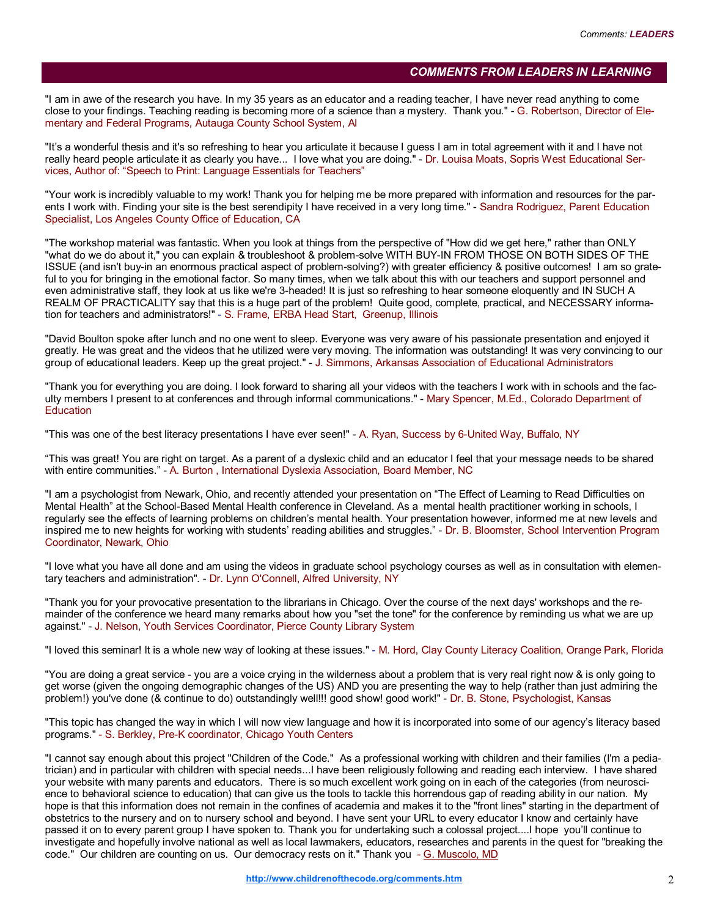## COMMENTS FROM LEADERS IN LEARNING

"I am in awe of the research you have. In my 35 years as an educator and a reading teacher, I have never read anything to come close to your findings. Teaching reading is becoming more of a science than a mystery. Thank you." - G. Robertson, Director of Elementary and Federal Programs, Autauga County School System, Al

"It's a wonderful thesis and it's so refreshing to hear you articulate it because I guess I am in total agreement with it and I have not really heard people articulate it as clearly you have... I love what you are doing." - Dr. Louisa Moats, Sopris West Educational Services, Author of: "Speech to Print: Language Essentials for Teachers"

"Your work is incredibly valuable to my work! Thank you for helping me be more prepared with information and resources for the parents I work with. Finding your site is the best serendipity I have received in a very long time." - Sandra Rodriguez, Parent Education Specialist, Los Angeles County Office of Education, CA

"The workshop material was fantastic. When you look at things from the perspective of "How did we get here," rather than ONLY "what do we do about it," you can explain & troubleshoot & problem-solve WITH BUY-IN FROM THOSE ON BOTH SIDES OF THE ISSUE (and isn't buy-in an enormous practical aspect of problem-solving?) with greater efficiency & positive outcomes! I am so grateful to you for bringing in the emotional factor. So many times, when we talk about this with our teachers and support personnel and even administrative staff, they look at us like we're 3-headed! It is just so refreshing to hear someone eloquently and IN SUCH A REALM OF PRACTICALITY say that this is a huge part of the problem! Quite good, complete, practical, and NECESSARY information for teachers and administrators!" - S. Frame, ERBA Head Start, Greenup, Illinois

"David Boulton spoke after lunch and no one went to sleep. Everyone was very aware of his passionate presentation and enjoyed it greatly. He was great and the videos that he utilized were very moving. The information was outstanding! It was very convincing to our group of educational leaders. Keep up the great project." - J. Simmons, Arkansas Association of Educational Administrators

"Thank you for everything you are doing. I look forward to sharing all your videos with the teachers I work with in schools and the faculty members I present to at conferences and through informal communications." - Mary Spencer, M.Ed., Colorado Department of Education

"This was one of the best literacy presentations I have ever seen!" - A. Ryan, Success by 6-United Way, Buffalo, NY

"This was great! You are right on target. As a parent of a dyslexic child and an educator I feel that your message needs to be shared with entire communities." - A. Burton , International Dyslexia Association, Board Member, NC

"I am a psychologist from Newark, Ohio, and recently attended your presentation on "The Effect of Learning to Read Difficulties on Mental Health" at the School-Based Mental Health conference in Cleveland. As a mental health practitioner working in schools, I regularly see the effects of learning problems on children's mental health. Your presentation however, informed me at new levels and inspired me to new heights for working with students' reading abilities and struggles." - Dr. B. Bloomster, School Intervention Program Coordinator, Newark, Ohio

"I love what you have all done and am using the videos in graduate school psychology courses as well as in consultation with elementary teachers and administration". - Dr. Lynn O'Connell, Alfred University, NY

"Thank you for your provocative presentation to the librarians in Chicago. Over the course of the next days' workshops and the remainder of the conference we heard many remarks about how you "set the tone" for the conference by reminding us what we are up against." - J. Nelson, Youth Services Coordinator, Pierce County Library System

"I loved this seminar! It is a whole new way of looking at these issues." - M. Hord, Clay County Literacy Coalition, Orange Park, Florida

"You are doing a great service - you are a voice crying in the wilderness about a problem that is very real right now & is only going to get worse (given the ongoing demographic changes of the US) AND you are presenting the way to help (rather than just admiring the problem!) you've done (& continue to do) outstandingly well!!! good show! good work!" - Dr. B. Stone, Psychologist, Kansas

"This topic has changed the way in which I will now view language and how it is incorporated into some of our agency's literacy based programs." - S. Berkley, Pre-K coordinator, Chicago Youth Centers

"I cannot say enough about this project "Children of the Code." As a professional working with children and their families (I'm a pediatrician) and in particular with children with special needs...I have been religiously following and reading each interview. I have shared your website with many parents and educators. There is so much excellent work going on in each of the categories (from neuroscience to behavioral science to education) that can give us the tools to tackle this horrendous gap of reading ability in our nation. My hope is that this information does not remain in the confines of academia and makes it to the "front lines" starting in the department of obstetrics to the nursery and on to nursery school and beyond. I have sent your URL to every educator I know and certainly have passed it on to every parent group I have spoken to. Thank you for undertaking such a colossal project....I hope you'll continue to investigate and hopefully involve national as well as local lawmakers, educators, researches and parents in the quest for "breaking the code." Our children are counting on us. Our democracy rests on it." Thank you - G. Muscolo, MD

http://www.childrenofthecode.org/comments.htm